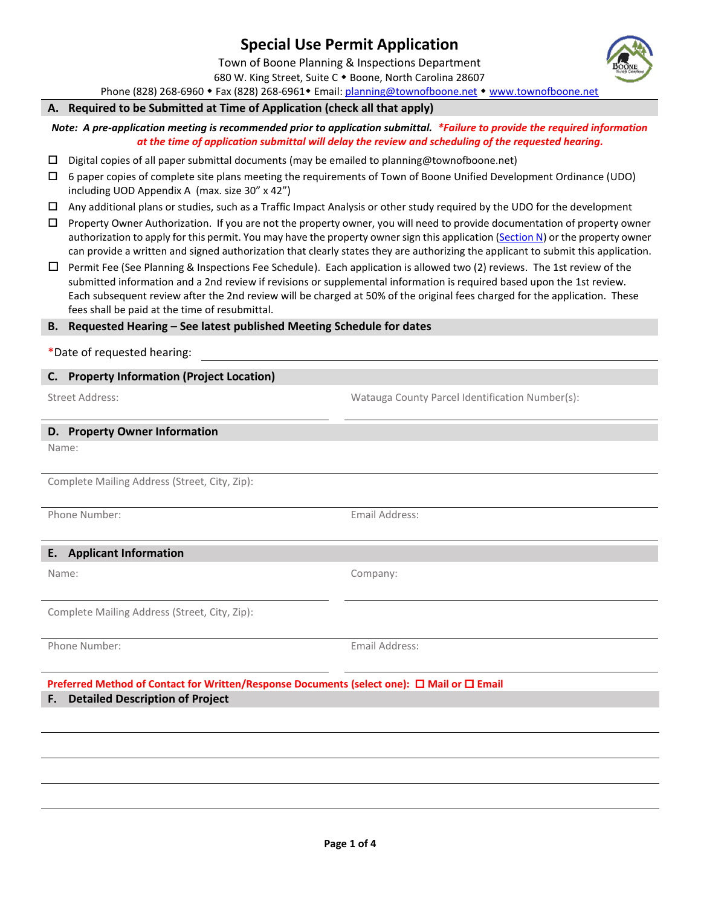# Special Use Permit Application

Town of Boone Planning & Inspections Department
680 W. King Street, Suite C ◆ Boone, North Carolina 28607
Phone (828) 268-6960 ◆ Fax (828) 268-6961◆ Email: planning@townofboone.net ◆ www.townofboone.net

## A. Required to be Submitted at Time of Application (check all that apply)

***Note: A pre-application meeting is recommended prior to application submittal.*** ***\*Failure to provide the required information at the time of application submittal will delay the review and scheduling of the requested hearing.***

- ☐ Digital copies of all paper submittal documents (may be emailed to planning@townofboone.net)
- ☐ 6 paper copies of complete site plans meeting the requirements of Town of Boone Unified Development Ordinance (UDO) including UOD Appendix A (max. size 30" x 42")
- ☐ Any additional plans or studies, such as a Traffic Impact Analysis or other study required by the UDO for the development
- ☐ Property Owner Authorization. If you are not the property owner, you will need to provide documentation of property owner authorization to apply for this permit. You may have the property owner sign this application (Section N) or the property owner can provide a written and signed authorization that clearly states they are authorizing the applicant to submit this application.
- ☐ Permit Fee (See Planning & Inspections Fee Schedule). Each application is allowed two (2) reviews. The 1st review of the submitted information and a 2nd review if revisions or supplemental information is required based upon the 1st review. Each subsequent review after the 2nd review will be charged at 50% of the original fees charged for the application. These fees shall be paid at the time of resubmittal.

## B. Requested Hearing – See latest published Meeting Schedule for dates

\*Date of requested hearing: ______________________

## C. Property Information (Project Location)

Street Address: ______________________

Watauga County Parcel Identification Number(s): ______________________

## D. Property Owner Information

Name: ______________________

Complete Mailing Address (Street, City, Zip): ______________________

Phone Number: ______________________

Email Address: ______________________

## E. Applicant Information

Name: ______________________

Company: ______________________

Complete Mailing Address (Street, City, Zip): ______________________

Phone Number: ______________________

Email Address: ______________________

**Preferred Method of Contact for Written/Response Documents (select one): ☐ Mail or ☐ Email**

## F. Detailed Description of Project

______________________

______________________

______________________

______________________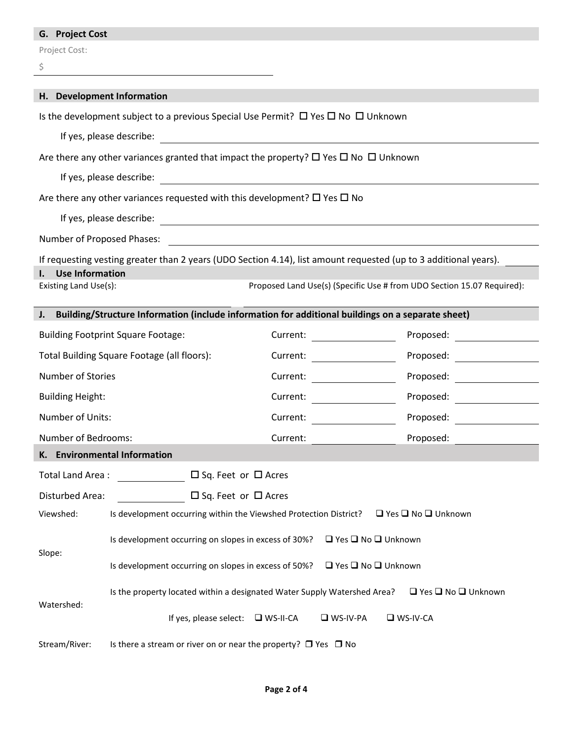## G. Project Cost

Project Cost:

$ ______________________________

## H. Development Information

Is the development subject to a previous Special Use Permit? ☐ Yes ☐ No ☐ Unknown

If yes, please describe: ______________________________

Are there any other variances granted that impact the property? ☐ Yes ☐ No ☐ Unknown

If yes, please describe: ______________________________

Are there any other variances requested with this development? ☐ Yes ☐ No

If yes, please describe: ______________________________

Number of Proposed Phases: ______________________________

If requesting vesting greater than 2 years (UDO Section 4.14), list amount requested (up to 3 additional years). ________

## I. Use Information

| Existing Land Use(s): | Proposed Land Use(s) (Specific Use # from UDO Section 15.07 Required): |
| --- | --- |
| | |

## J. Building/Structure Information (include information for additional buildings on a separate sheet)

| | Current: | Proposed: |
| --- | --- | --- |
| Building Footprint Square Footage: | | |
| Total Building Square Footage (all floors): | | |
| Number of Stories | | |
| Building Height: | | |
| Number of Units: | | |
| Number of Bedrooms: | | |

## K. Environmental Information

Total Land Area : ________ ☐ Sq. Feet or ☐ Acres

Disturbed Area: ________ ☐ Sq. Feet or ☐ Acres

| | |
| --- | --- |
| Viewshed: | Is development occurring within the Viewshed Protection District? ❑ Yes ❑ No ❑ Unknown |
| Slope: | Is development occurring on slopes in excess of 30%? ❑ Yes ❑ No ❑ Unknown |
| | Is development occurring on slopes in excess of 50%? ❑ Yes ❑ No ❑ Unknown |
| Watershed: | Is the property located within a designated Water Supply Watershed Area? ❑ Yes ❑ No ❑ Unknown |
| | If yes, please select: ❑ WS-II-CA ❑ WS-IV-PA ❑ WS-IV-CA |
| Stream/River: | Is there a stream or river on or near the property? ❐ Yes ❐ No |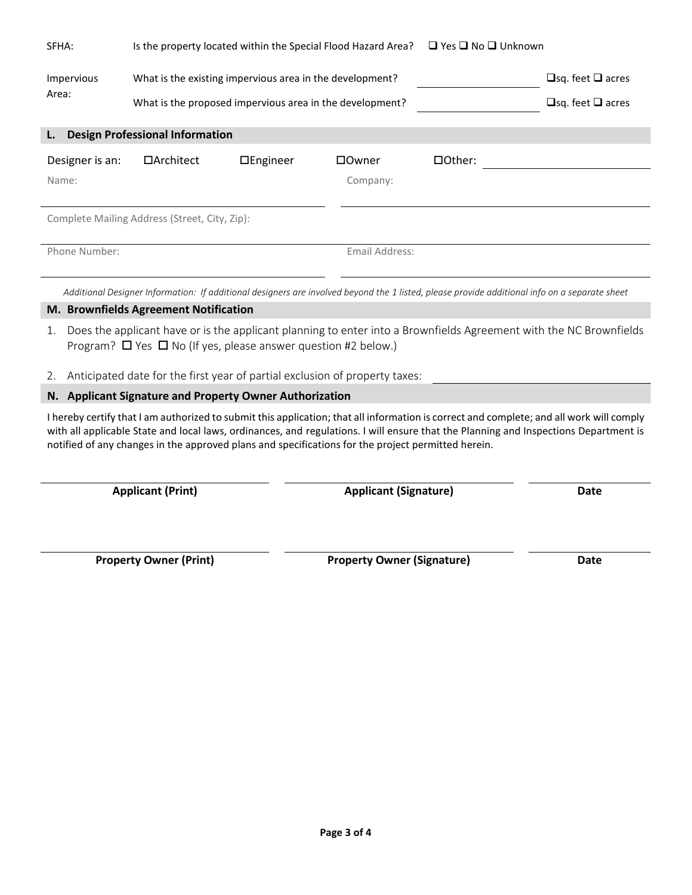SFHA: Is the property located within the Special Flood Hazard Area? ❑ Yes ❑ No ❑ Unknown

Impervious Area:

What is the existing impervious area in the development? \_\_\_\_\_\_\_\_\_\_\_\_ ❑sq. feet ❑ acres

What is the proposed impervious area in the development? \_\_\_\_\_\_\_\_\_\_\_\_ ❑sq. feet ❑ acres

## L. Design Professional Information

Designer is an: ☐Architect ☐Engineer ☐Owner ☐Other: \_\_\_\_\_\_\_\_\_\_\_\_

Name: \_\_\_\_\_\_\_\_\_\_\_\_ Company: \_\_\_\_\_\_\_\_\_\_\_\_

Complete Mailing Address (Street, City, Zip): \_\_\_\_\_\_\_\_\_\_\_\_

Phone Number: \_\_\_\_\_\_\_\_\_\_\_\_ Email Address: \_\_\_\_\_\_\_\_\_\_\_\_

*Additional Designer Information: If additional designers are involved beyond the 1 listed, please provide additional info on a separate sheet*

## M. Brownfields Agreement Notification

1. Does the applicant have or is the applicant planning to enter into a Brownfields Agreement with the NC Brownfields Program? ☐ Yes ☐ No (If yes, please answer question #2 below.)
2. Anticipated date for the first year of partial exclusion of property taxes: \_\_\_\_\_\_\_\_\_\_\_\_

## N. Applicant Signature and Property Owner Authorization

I hereby certify that I am authorized to submit this application; that all information is correct and complete; and all work will comply with all applicable State and local laws, ordinances, and regulations. I will ensure that the Planning and Inspections Department is notified of any changes in the approved plans and specifications for the project permitted herein.

| **Applicant (Print)** | **Applicant (Signature)** | **Date** |
|---|---|---|
| **Property Owner (Print)** | **Property Owner (Signature)** | **Date** |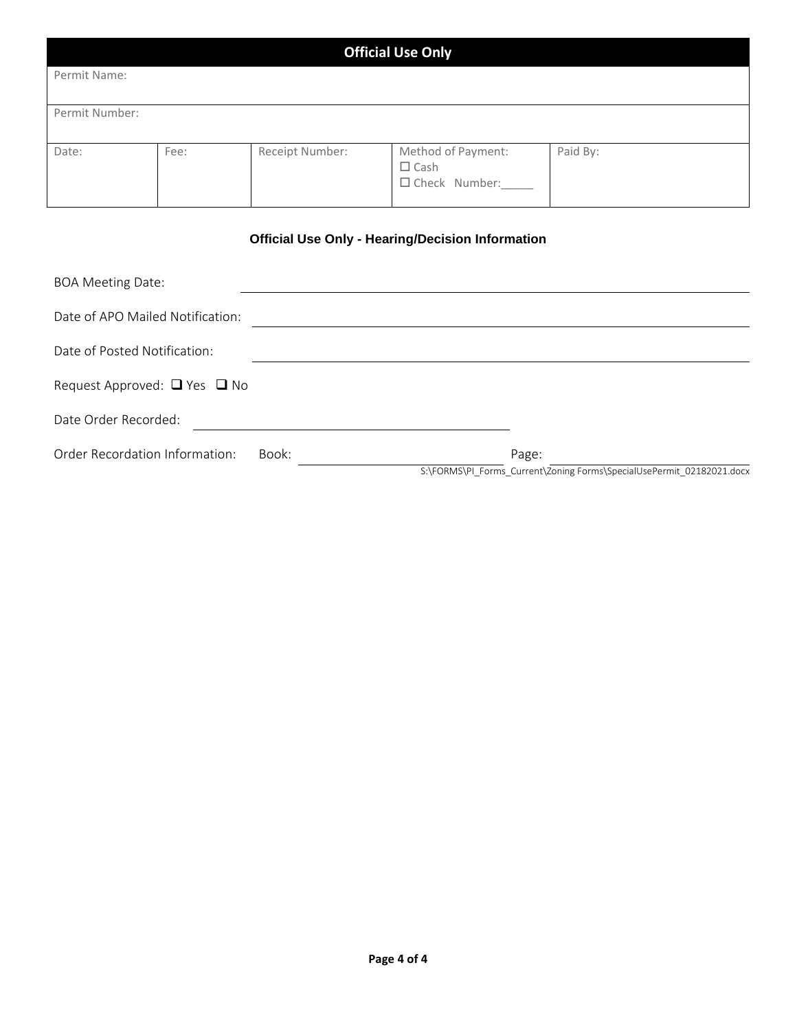| Official Use Only | | | | |
|---|---|---|---|---|
| Permit Name: | | | | |
| Permit Number: | | | | |
| Date: | Fee: | Receipt Number: | Method of Payment:<br>☐ Cash<br>☐ Check Number:_____ | Paid By: |

**Official Use Only - Hearing/Decision Information**

BOA Meeting Date: ______________________________

Date of APO Mailed Notification: ______________________________

Date of Posted Notification: ______________________________

Request Approved: ☐ Yes ☐ No

Date Order Recorded: ______________________________

Order Recordation Information: Book: ______________ Page: ______________

S:\FORMS\PI_Forms_Current\Zoning Forms\SpecialUsePermit_02182021.docx